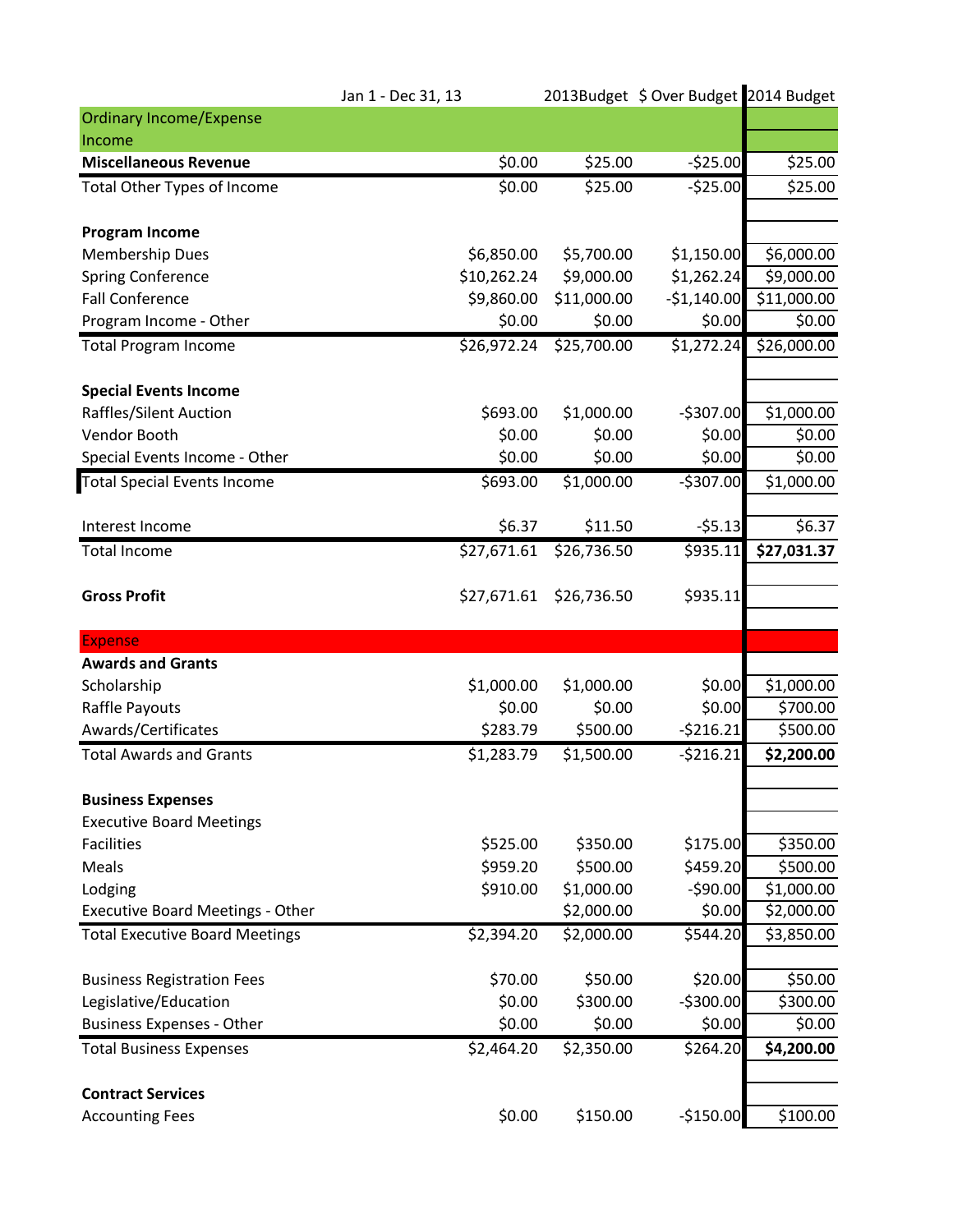| | Jan 1 - Dec 31, 13 | 2013Budget | $ Over Budget | 2014 Budget |
|---|---|---|---|---|
| Ordinary Income/Expense | | | | |
| Income | | | | |
| **Miscellaneous Revenue** | $0.00 | $25.00 | -$25.00 | $25.00 |
| Total Other Types of Income | $0.00 | $25.00 | -$25.00 | $25.00 |
| | | | | |
| **Program Income** | | | | |
| Membership Dues | $6,850.00 | $5,700.00 | $1,150.00 | $6,000.00 |
| Spring Conference | $10,262.24 | $9,000.00 | $1,262.24 | $9,000.00 |
| Fall Conference | $9,860.00 | $11,000.00 | -$1,140.00 | $11,000.00 |
| Program Income - Other | $0.00 | $0.00 | $0.00 | $0.00 |
| Total Program Income | $26,972.24 | $25,700.00 | $1,272.24 | $26,000.00 |
| | | | | |
| **Special Events Income** | | | | |
| Raffles/Silent Auction | $693.00 | $1,000.00 | -$307.00 | $1,000.00 |
| Vendor Booth | $0.00 | $0.00 | $0.00 | $0.00 |
| Special Events Income - Other | $0.00 | $0.00 | $0.00 | $0.00 |
| Total Special Events Income | $693.00 | $1,000.00 | -$307.00 | $1,000.00 |
| | | | | |
| Interest Income | $6.37 | $11.50 | -$5.13 | $6.37 |
| Total Income | $27,671.61 | $26,736.50 | $935.11 | **$27,031.37** |
| | | | | |
| **Gross Profit** | $27,671.61 | $26,736.50 | $935.11 | |
| | | | | |
| Expense | | | | |
| **Awards and Grants** | | | | |
| Scholarship | $1,000.00 | $1,000.00 | $0.00 | $1,000.00 |
| Raffle Payouts | $0.00 | $0.00 | $0.00 | $700.00 |
| Awards/Certificates | $283.79 | $500.00 | -$216.21 | $500.00 |
| Total Awards and Grants | $1,283.79 | $1,500.00 | -$216.21 | **$2,200.00** |
| | | | | |
| **Business Expenses** | | | | |
| Executive Board Meetings | | | | |
| Facilities | $525.00 | $350.00 | $175.00 | $350.00 |
| Meals | $959.20 | $500.00 | $459.20 | $500.00 |
| Lodging | $910.00 | $1,000.00 | -$90.00 | $1,000.00 |
| Executive Board Meetings - Other | | $2,000.00 | $0.00 | $2,000.00 |
| Total Executive Board Meetings | $2,394.20 | $2,000.00 | $544.20 | $3,850.00 |
| | | | | |
| Business Registration Fees | $70.00 | $50.00 | $20.00 | $50.00 |
| Legislative/Education | $0.00 | $300.00 | -$300.00 | $300.00 |
| Business Expenses - Other | $0.00 | $0.00 | $0.00 | $0.00 |
| Total Business Expenses | $2,464.20 | $2,350.00 | $264.20 | **$4,200.00** |
| | | | | |
| **Contract Services** | | | | |
| Accounting Fees | $0.00 | $150.00 | -$150.00 | $100.00 |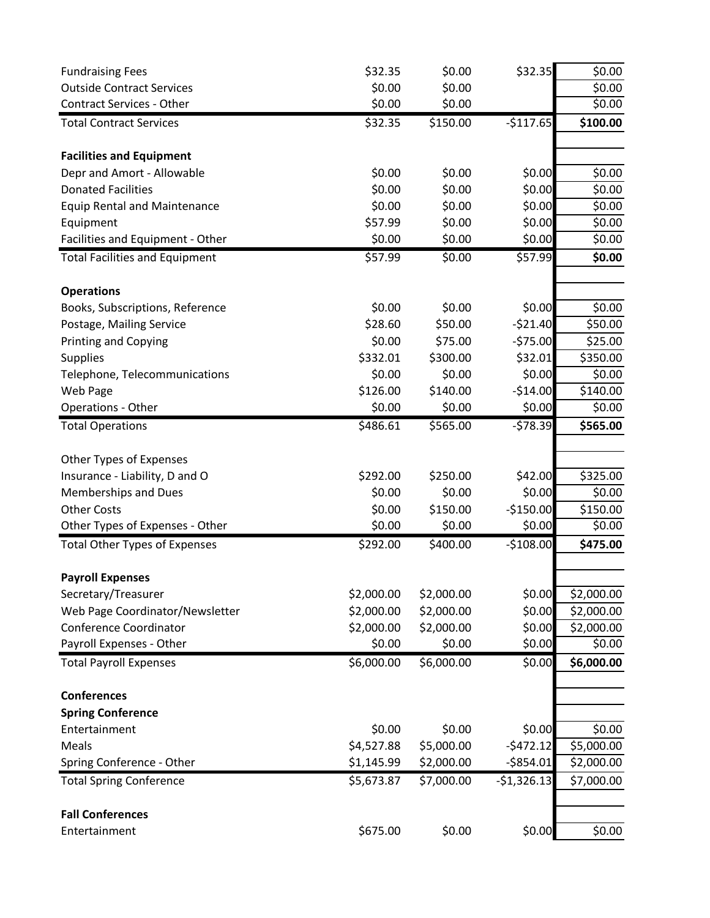| | | | | |
|---|---|---|---|---|
| Fundraising Fees | $32.35 | $0.00 | $32.35 | $0.00 |
| Outside Contract Services | $0.00 | $0.00 | | $0.00 |
| Contract Services - Other | $0.00 | $0.00 | | $0.00 |
| Total Contract Services | $32.35 | $150.00 | -$117.65 | **$100.00** |
| | | | | |
| **Facilities and Equipment** | | | | |
| Depr and Amort - Allowable | $0.00 | $0.00 | $0.00 | $0.00 |
| Donated Facilities | $0.00 | $0.00 | $0.00 | $0.00 |
| Equip Rental and Maintenance | $0.00 | $0.00 | $0.00 | $0.00 |
| Equipment | $57.99 | $0.00 | $0.00 | $0.00 |
| Facilities and Equipment - Other | $0.00 | $0.00 | $0.00 | $0.00 |
| Total Facilities and Equipment | $57.99 | $0.00 | $57.99 | **$0.00** |
| | | | | |
| **Operations** | | | | |
| Books, Subscriptions, Reference | $0.00 | $0.00 | $0.00 | $0.00 |
| Postage, Mailing Service | $28.60 | $50.00 | -$21.40 | $50.00 |
| Printing and Copying | $0.00 | $75.00 | -$75.00 | $25.00 |
| Supplies | $332.01 | $300.00 | $32.01 | $350.00 |
| Telephone, Telecommunications | $0.00 | $0.00 | $0.00 | $0.00 |
| Web Page | $126.00 | $140.00 | -$14.00 | $140.00 |
| Operations - Other | $0.00 | $0.00 | $0.00 | $0.00 |
| Total Operations | $486.61 | $565.00 | -$78.39 | **$565.00** |
| | | | | |
| Other Types of Expenses | | | | |
| Insurance - Liability, D and O | $292.00 | $250.00 | $42.00 | $325.00 |
| Memberships and Dues | $0.00 | $0.00 | $0.00 | $0.00 |
| Other Costs | $0.00 | $150.00 | -$150.00 | $150.00 |
| Other Types of Expenses - Other | $0.00 | $0.00 | $0.00 | $0.00 |
| Total Other Types of Expenses | $292.00 | $400.00 | -$108.00 | **$475.00** |
| | | | | |
| **Payroll Expenses** | | | | |
| Secretary/Treasurer | $2,000.00 | $2,000.00 | $0.00 | $2,000.00 |
| Web Page Coordinator/Newsletter | $2,000.00 | $2,000.00 | $0.00 | $2,000.00 |
| Conference Coordinator | $2,000.00 | $2,000.00 | $0.00 | $2,000.00 |
| Payroll Expenses - Other | $0.00 | $0.00 | $0.00 | $0.00 |
| Total Payroll Expenses | $6,000.00 | $6,000.00 | $0.00 | **$6,000.00** |
| | | | | |
| **Conferences** | | | | |
| **Spring Conference** | | | | |
| Entertainment | $0.00 | $0.00 | $0.00 | $0.00 |
| Meals | $4,527.88 | $5,000.00 | -$472.12 | $5,000.00 |
| Spring Conference - Other | $1,145.99 | $2,000.00 | -$854.01 | $2,000.00 |
| Total Spring Conference | $5,673.87 | $7,000.00 | -$1,326.13 | $7,000.00 |
| | | | | |
| **Fall Conferences** | | | | |
| Entertainment | $675.00 | $0.00 | $0.00 | $0.00 |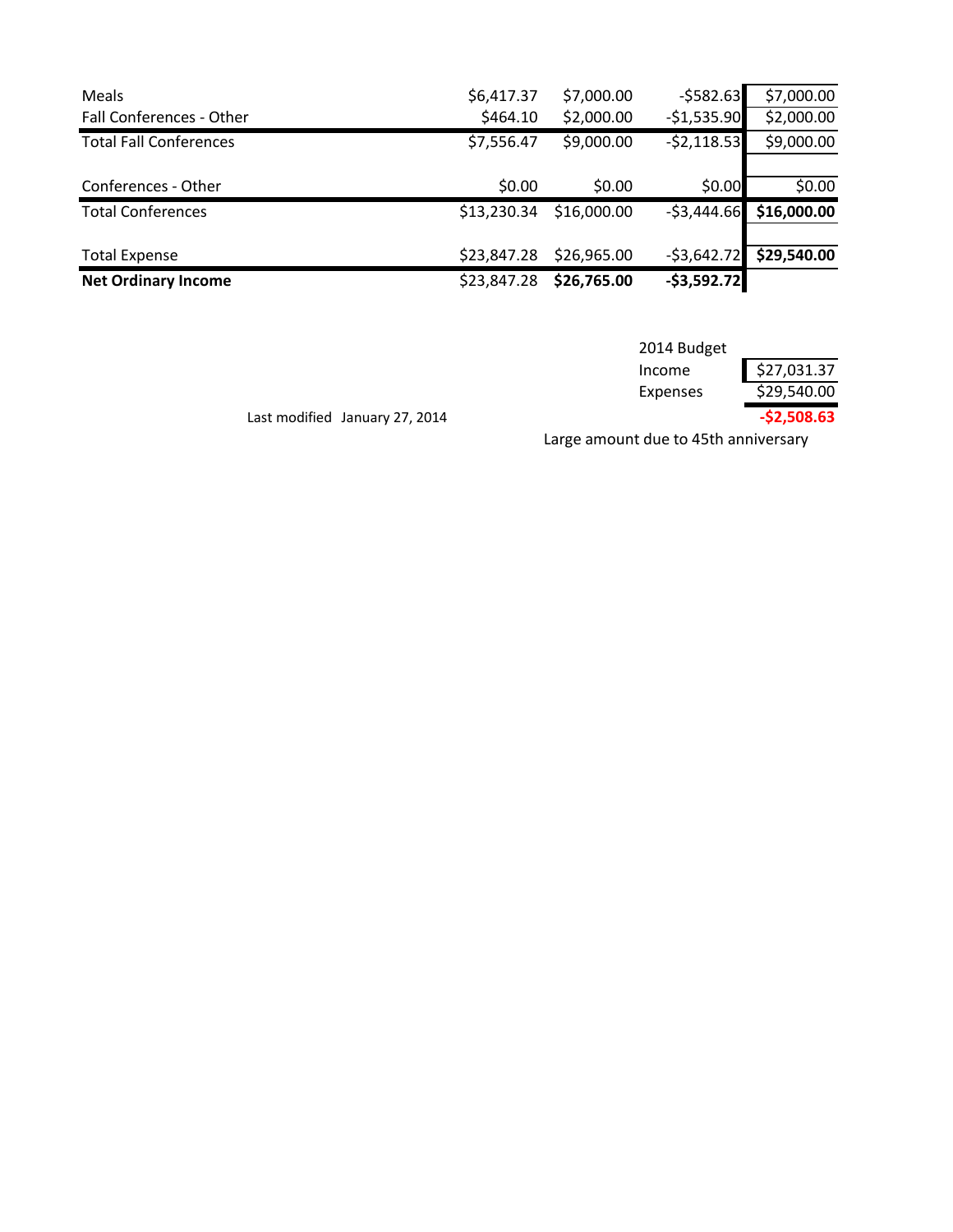| | | | | |
|---|---|---|---|---|
| Meals | $6,417.37 | $7,000.00 | -$582.63 | $7,000.00 |
| Fall Conferences - Other | $464.10 | $2,000.00 | -$1,535.90 | $2,000.00 |
| Total Fall Conferences | $7,556.47 | $9,000.00 | -$2,118.53 | $9,000.00 |
| | | | | |
| Conferences - Other | $0.00 | $0.00 | $0.00 | $0.00 |
| Total Conferences | $13,230.34 | $16,000.00 | -$3,444.66 | **$16,000.00** |
| | | | | |
| Total Expense | $23,847.28 | $26,965.00 | -$3,642.72 | **$29,540.00** |
| **Net Ordinary Income** | $23,847.28 | **$26,765.00** | **-$3,592.72** | |

| 2014 Budget | |
|---|---|
| Income | $27,031.37 |
| Expenses | $29,540.00 |
| | **-$2,508.63** |

Last modified January 27, 2014

Large amount due to 45th anniversary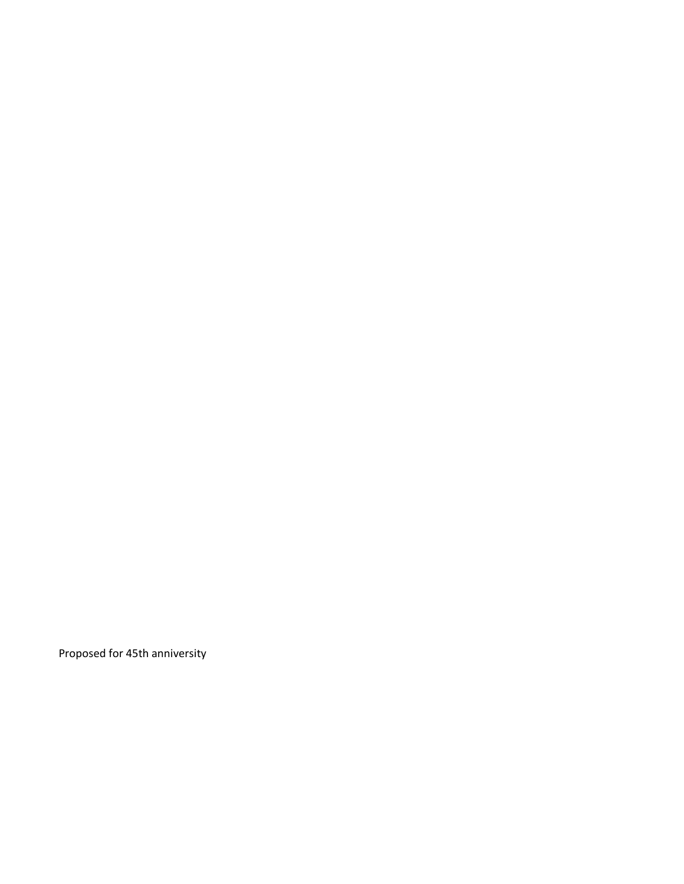Proposed for 45th anniversity